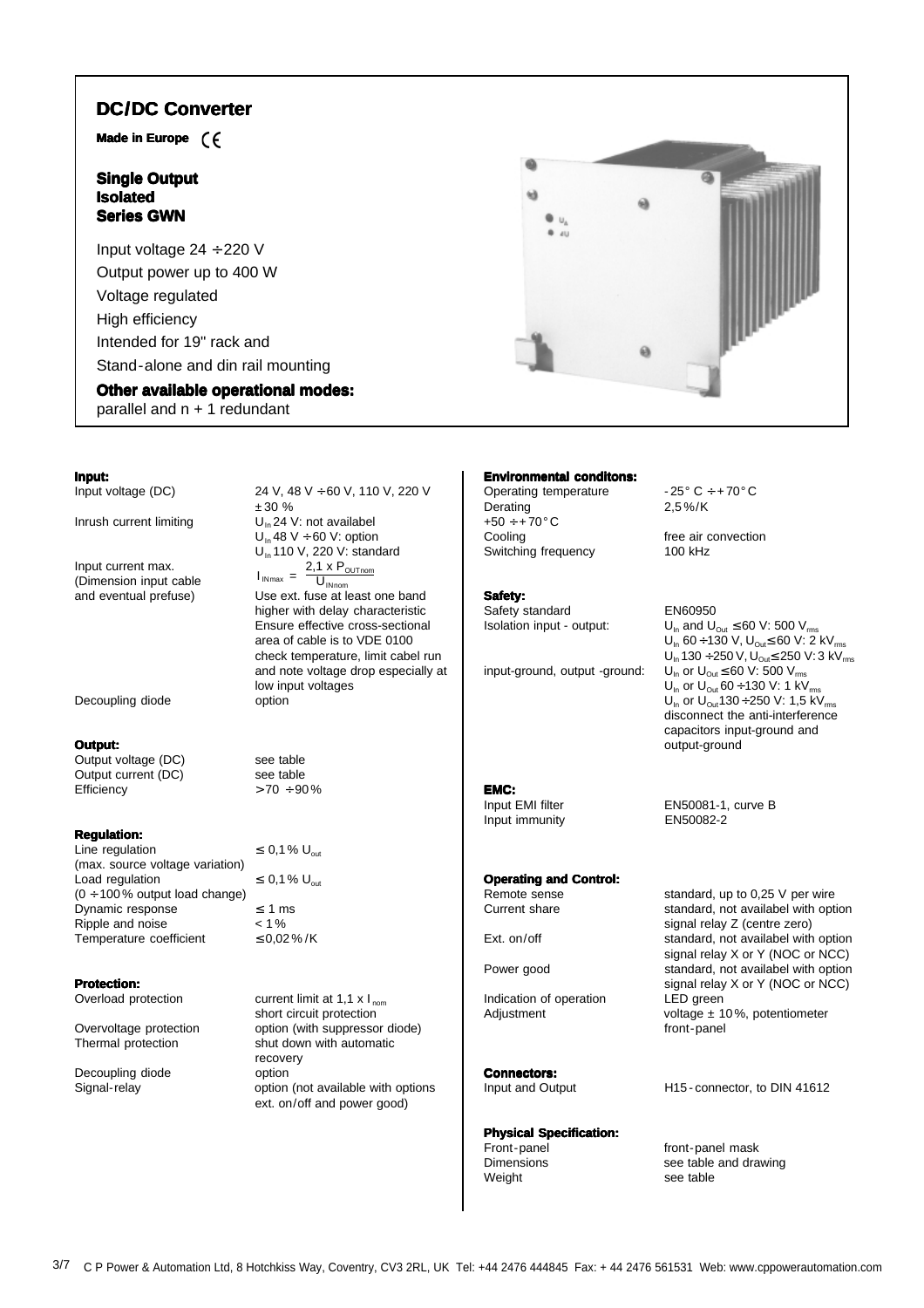# DC/DC Converter

**Made in Europe** CE

## Single Output
## Isolated
## Series GWN

Input voltage 24 ÷220 V

Output power up to 400 W

Voltage regulated

High efficiency

Intended for 19" rack and

Stand-alone and din rail mounting

**Other available operational modes:**

parallel and n + 1 redundant

### Input:

| | |
|---|---|
| Input voltage (DC) | 24 V, 48 V ÷60 V, 110 V, 220 V ± 30 % |
| Inrush current limiting | $U_{In}$ 24 V: not availabel<br>$U_{In}$ 48 V ÷60 V: option<br>$U_{In}$ 110 V, 220 V: standard |
| Input current max. (Dimension input cable and eventual prefuse) | $I_{INmax} = \frac{2{,}1 \times P_{OUTnom}}{U_{INnom}}$<br>Use ext. fuse at least one band higher with delay characteristic Ensure effective cross-sectional area of cable is to VDE 0100 check temperature, limit cabel run and note voltage drop especially at low input voltages |
| Decoupling diode | option |

### Output:

| | |
|---|---|
| Output voltage (DC) | see table |
| Output current (DC) | see table |
| Efficiency | >70 ÷90% |

### Regulation:

| | |
|---|---|
| Line regulation (max. source voltage variation) | ≤ 0,1% $U_{out}$ |
| Load regulation (0 ÷100% output load change) | ≤ 0,1% $U_{out}$ |
| Dynamic response | ≤ 1 ms |
| Ripple and noise | < 1% |
| Temperature coefficient | ≤0,02%/K |

### Protection:

| | |
|---|---|
| Overload protection | current limit at 1,1 x $I_{nom}$ short circuit protection |
| Overvoltage protection | option (with suppressor diode) |
| Thermal protection | shut down with automatic recovery |
| Decoupling diode | option |
| Signal-relay | option (not available with options ext. on/off and power good) |

### Environmental conditons:

| | |
|---|---|
| Operating temperature | -25° C ÷+70° C |
| Derating +50 ÷+70° C | 2,5%/K |
| Cooling | free air convection |
| Switching frequency | 100 kHz |

### Safety:

| | |
|---|---|
| Safety standard | EN60950 |
| Isolation input - output: | $U_{In}$ and $U_{Out}$ ≤60 V: 500 $V_{rms}$<br>$U_{In}$ 60 ÷130 V, $U_{Out}$≤60 V: 2 $kV_{rms}$<br>$U_{In}$ 130 ÷250 V, $U_{Out}$≤250 V: 3 $kV_{rms}$ |
| input-ground, output -ground: | $U_{In}$ or $U_{Out}$ ≤60 V: 500 $V_{rms}$<br>$U_{In}$ or $U_{Out}$ 60 ÷130 V: 1 $kV_{rms}$<br>$U_{In}$ or $U_{Out}$130 ÷250 V: 1,5 $kV_{rms}$<br>disconnect the anti-interference capacitors input-ground and output-ground |

### EMC:

| | |
|---|---|
| Input EMI filter | EN50081-1, curve B |
| Input immunity | EN50082-2 |

### Operating and Control:

| | |
|---|---|
| Remote sense | standard, up to 0,25 V per wire |
| Current share | standard, not availabel with option signal relay Z (centre zero) |
| Ext. on/off | standard, not availabel with option signal relay X or Y (NOC or NCC) |
| Power good | standard, not availabel with option signal relay X or Y (NOC or NCC) |
| Indication of operation | LED green |
| Adjustment | voltage ± 10%, potentiometer front-panel |

### Connectors:

| | |
|---|---|
| Input and Output | H15-connector, to DIN 41612 |

### Physical Specification:

| | |
|---|---|
| Front-panel | front-panel mask |
| Dimensions | see table and drawing |
| Weight | see table |

C P Power & Automation Ltd, 8 Hotchkiss Way, Coventry, CV3 2RL, UK Tel: +44 2476 444845 Fax: + 44 2476 561531 Web: www.cppowerautomation.com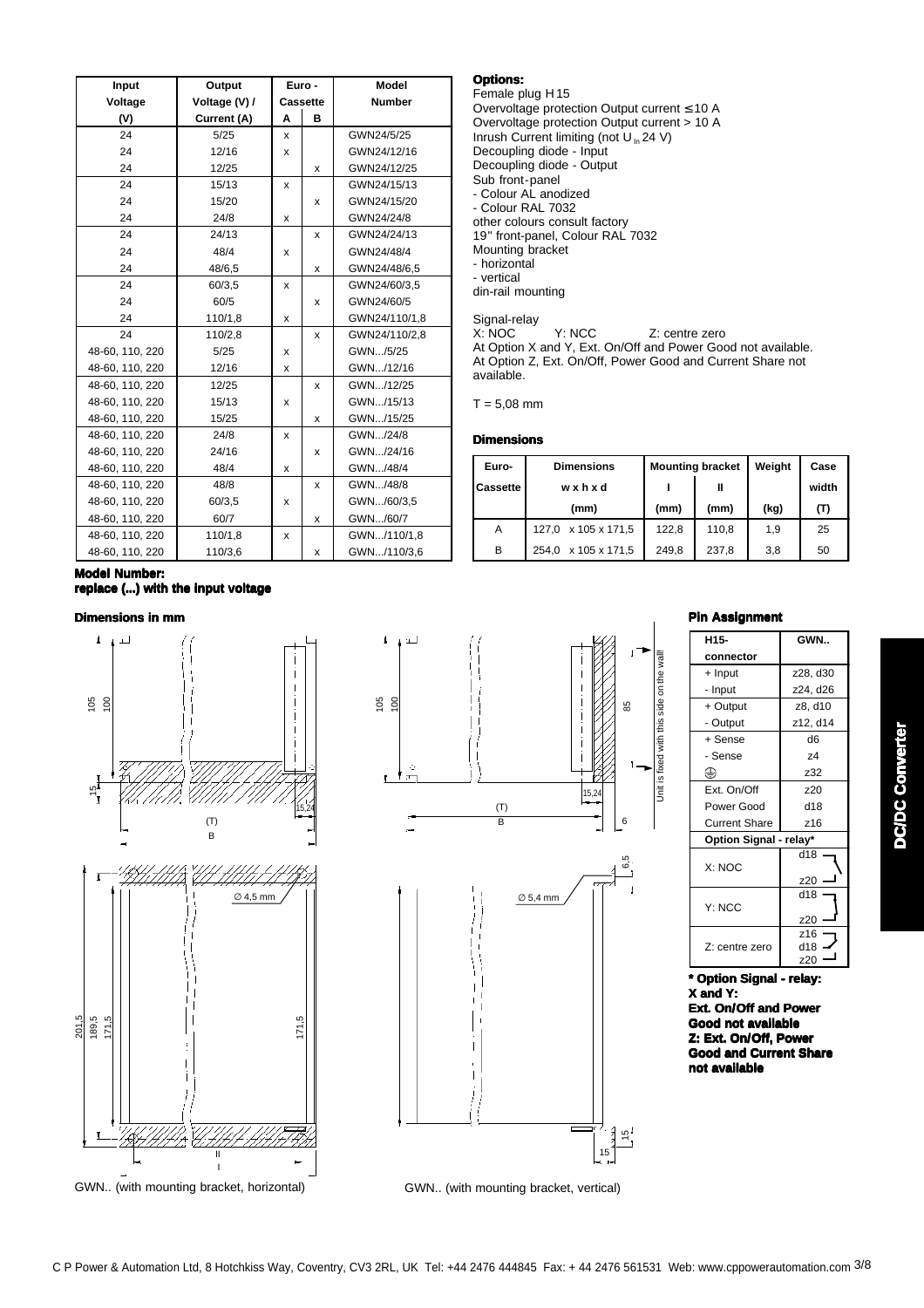| Input Voltage (V) | Output Voltage (V) / Current (A) | Euro - Cassette A | Euro - Cassette B | Model Number |
|---|---|---|---|---|
| 24 | 5/25 | x | | GWN24/5/25 |
| 24 | 12/16 | x | | GWN24/12/16 |
| 24 | 12/25 | | x | GWN24/12/25 |
| 24 | 15/13 | x | | GWN24/15/13 |
| 24 | 15/20 | | x | GWN24/15/20 |
| 24 | 24/8 | x | | GWN24/24/8 |
| 24 | 24/13 | | x | GWN24/24/13 |
| 24 | 48/4 | x | | GWN24/48/4 |
| 24 | 48/6,5 | | x | GWN24/48/6,5 |
| 24 | 60/3,5 | x | | GWN24/60/3,5 |
| 24 | 60/5 | | x | GWN24/60/5 |
| 24 | 110/1,8 | x | | GWN24/110/1,8 |
| 24 | 110/2,8 | | x | GWN24/110/2,8 |
| 48-60, 110, 220 | 5/25 | x | | GWN.../5/25 |
| 48-60, 110, 220 | 12/16 | x | | GWN.../12/16 |
| 48-60, 110, 220 | 12/25 | | x | GWN.../12/25 |
| 48-60, 110, 220 | 15/13 | x | | GWN.../15/13 |
| 48-60, 110, 220 | 15/25 | | x | GWN.../15/25 |
| 48-60, 110, 220 | 24/8 | x | | GWN.../24/8 |
| 48-60, 110, 220 | 24/16 | | x | GWN.../24/16 |
| 48-60, 110, 220 | 48/4 | x | | GWN.../48/4 |
| 48-60, 110, 220 | 48/8 | | x | GWN.../48/8 |
| 48-60, 110, 220 | 60/3,5 | x | | GWN.../60/3,5 |
| 48-60, 110, 220 | 60/7 | | x | GWN.../60/7 |
| 48-60, 110, 220 | 110/1,8 | x | | GWN.../110/1,8 |
| 48-60, 110, 220 | 110/3,6 | | x | GWN.../110/3,6 |

**Model Number:**
**replace (...) with the input voltage**

**Options:**

Female plug H 15
Overvoltage protection Output current ≤ 10 A
Overvoltage protection Output current > 10 A
Inrush Current limiting (not $U_{in}$ 24 V)
Decoupling diode - Input
Decoupling diode - Output
Sub front-panel
- Colour AL anodized
- Colour RAL 7032

other colours consult factory
19" front-panel, Colour RAL 7032
Mounting bracket
- horizontal
- vertical

din-rail mounting

Signal-relay
X: NOC Y: NCC Z: centre zero
At Option X and Y, Ext. On/Off and Power Good not available.
At Option Z, Ext. On/Off, Power Good and Current Share not available.

T = 5,08 mm

**Dimensions**

| Euro-Cassette | Dimensions w x h x d (mm) | Mounting bracket I (mm) | Mounting bracket II (mm) | Weight (kg) | Case width (T) |
|---|---|---|---|---|---|
| A | 127,0 x 105 x 171,5 | 122,8 | 110,8 | 1,9 | 25 |
| B | 254,0 x 105 x 171,5 | 249,8 | 237,8 | 3,8 | 50 |

**Dimensions in mm**

105
100
15
15,24
(T)
B
∅ 4,5 mm
201,5
189,5
171,5
171,5
II
I

GWN.. (with mounting bracket, horizontal)

105
100
85
Unit is fixed with this side on the wall!
15,24
(T)
B
6
6,5
∅ 5,4 mm
15
15

GWN.. (with mounting bracket, vertical)

**Pin Assignment**

| H15-connector | GWN.. |
|---|---|
| + Input | z28, d30 |
| - Input | z24, d26 |
| + Output | z8, d10 |
| - Output | z12, d14 |
| + Sense | d6 |
| - Sense | z4 |
| ⏚ | z32 |
| Ext. On/Off | z20 |
| Power Good | d18 |
| Current Share | z16 |
| **Option Signal - relay*** | |
| X: NOC | d18, z20 |
| Y: NCC | d18, z20 |
| Z: centre zero | z16, d18, z20 |

**\* Option Signal - relay:**
**X and Y:**
**Ext. On/Off and Power Good not available**
**Z: Ext. On/Off, Power Good and Current Share not available**

**DC/DC Converter**

C P Power & Automation Ltd, 8 Hotchkiss Way, Coventry, CV3 2RL, UK Tel: +44 2476 444845 Fax: + 44 2476 561531 Web: www.cppowerautomation.com